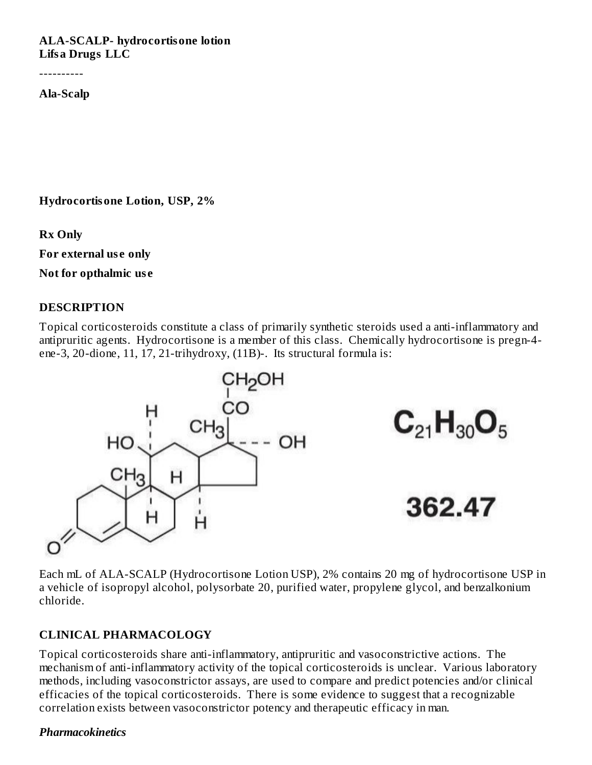**ALA-SCALP- hydrocortisone lotion**
**Lifsa Drugs LLC**

----------

**Ala-Scalp**

**Hydrocortisone Lotion, USP, 2%**

**Rx Only**

**For external use only**

**Not for opthalmic use**

## DESCRIPTION

Topical corticosteroids constitute a class of primarily synthetic steroids used a anti-inflammatory and antipruritic agents. Hydrocortisone is a member of this class. Chemically hydrocortisone is pregn-4-ene-3, 20-dione, 11, 17, 21-trihydroxy, (11B)-. Its structural formula is:

$C_{21}H_{30}O_5$

362.47

Each mL of ALA-SCALP (Hydrocortisone Lotion USP), 2% contains 20 mg of hydrocortisone USP in a vehicle of isopropyl alcohol, polysorbate 20, purified water, propylene glycol, and benzalkonium chloride.

## CLINICAL PHARMACOLOGY

Topical corticosteroids share anti-inflammatory, antipruritic and vasoconstrictive actions. The mechanism of anti-inflammatory activity of the topical corticosteroids is unclear. Various laboratory methods, including vasoconstrictor assays, are used to compare and predict potencies and/or clinical efficacies of the topical corticosteroids. There is some evidence to suggest that a recognizable correlation exists between vasoconstrictor potency and therapeutic efficacy in man.

### *Pharmacokinetics*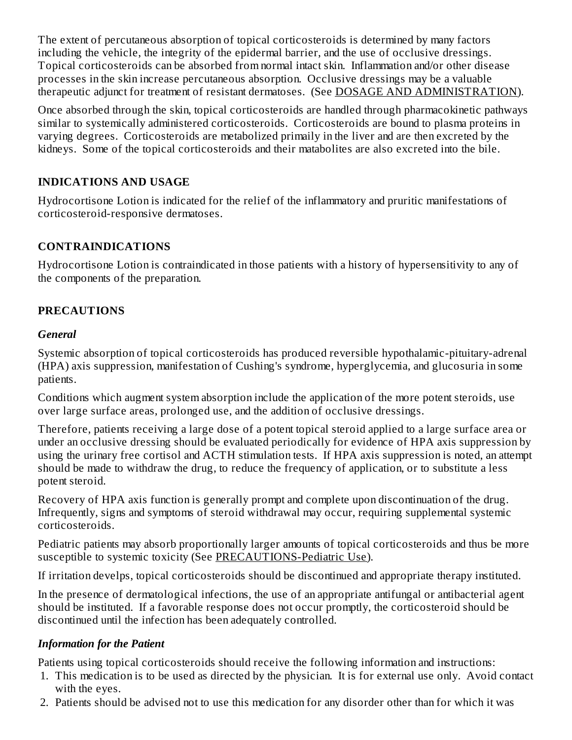The extent of percutaneous absorption of topical corticosteroids is determined by many factors including the vehicle, the integrity of the epidermal barrier, and the use of occlusive dressings. Topical corticosteroids can be absorbed from normal intact skin. Inflammation and/or other disease processes in the skin increase percutaneous absorption. Occlusive dressings may be a valuable therapeutic adjunct for treatment of resistant dermatoses. (See DOSAGE AND ADMINISTRATION).

Once absorbed through the skin, topical corticosteroids are handled through pharmacokinetic pathways similar to systemically administered corticosteroids. Corticosteroids are bound to plasma proteins in varying degrees. Corticosteroids are metabolized primaily in the liver and are then excreted by the kidneys. Some of the topical corticosteroids and their matabolites are also excreted into the bile.

## INDICATIONS AND USAGE

Hydrocortisone Lotion is indicated for the relief of the inflammatory and pruritic manifestations of corticosteroid-responsive dermatoses.

## CONTRAINDICATIONS

Hydrocortisone Lotion is contraindicated in those patients with a history of hypersensitivity to any of the components of the preparation.

## PRECAUTIONS

### *General*

Systemic absorption of topical corticosteroids has produced reversible hypothalamic-pituitary-adrenal (HPA) axis suppression, manifestation of Cushing's syndrome, hyperglycemia, and glucosuria in some patients.

Conditions which augment system absorption include the application of the more potent steroids, use over large surface areas, prolonged use, and the addition of occlusive dressings.

Therefore, patients receiving a large dose of a potent topical steroid applied to a large surface area or under an occlusive dressing should be evaluated periodically for evidence of HPA axis suppression by using the urinary free cortisol and ACTH stimulation tests. If HPA axis suppression is noted, an attempt should be made to withdraw the drug, to reduce the frequency of application, or to substitute a less potent steroid.

Recovery of HPA axis function is generally prompt and complete upon discontinuation of the drug. Infrequently, signs and symptoms of steroid withdrawal may occur, requiring supplemental systemic corticosteroids.

Pediatric patients may absorb proportionally larger amounts of topical corticosteroids and thus be more susceptible to systemic toxicity (See PRECAUTIONS-Pediatric Use).

If irritation develps, topical corticosteroids should be discontinued and appropriate therapy instituted.

In the presence of dermatological infections, the use of an appropriate antifungal or antibacterial agent should be instituted. If a favorable response does not occur promptly, the corticosteroid should be discontinued until the infection has been adequately controlled.

### *Information for the Patient*

Patients using topical corticosteroids should receive the following information and instructions:

1. This medication is to be used as directed by the physician. It is for external use only. Avoid contact with the eyes.
2. Patients should be advised not to use this medication for any disorder other than for which it was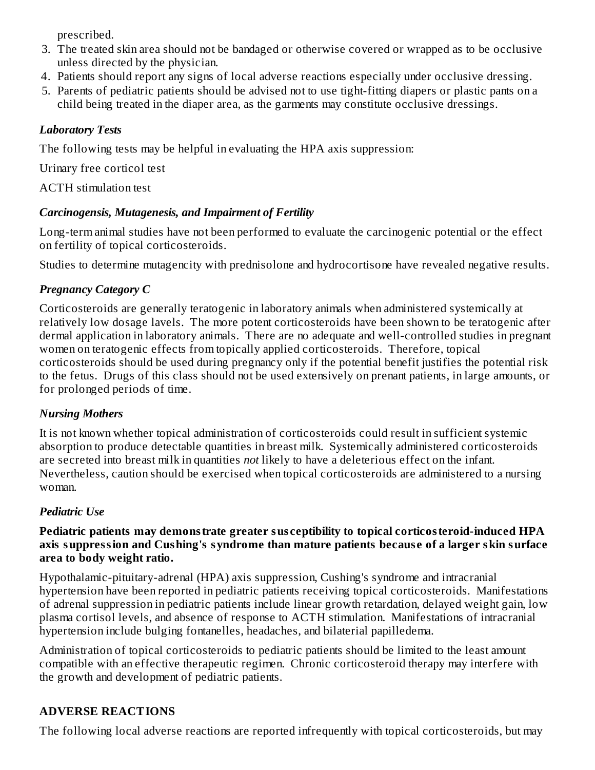prescribed.

3. The treated skin area should not be bandaged or otherwise covered or wrapped as to be occlusive unless directed by the physician.
4. Patients should report any signs of local adverse reactions especially under occlusive dressing.
5. Parents of pediatric patients should be advised not to use tight-fitting diapers or plastic pants on a child being treated in the diaper area, as the garments may constitute occlusive dressings.

***Laboratory Tests***

The following tests may be helpful in evaluating the HPA axis suppression:

Urinary free corticol test

ACTH stimulation test

***Carcinogensis, Mutagenesis, and Impairment of Fertility***

Long-term animal studies have not been performed to evaluate the carcinogenic potential or the effect on fertility of topical corticosteroids.

Studies to determine mutagencity with prednisolone and hydrocortisone have revealed negative results.

***Pregnancy Category C***

Corticosteroids are generally teratogenic in laboratory animals when administered systemically at relatively low dosage lavels. The more potent corticosteroids have been shown to be teratogenic after dermal application in laboratory animals. There are no adequate and well-controlled studies in pregnant women on teratogenic effects from topically applied corticosteroids. Therefore, topical corticosteroids should be used during pregnancy only if the potential benefit justifies the potential risk to the fetus. Drugs of this class should not be used extensively on prenant patients, in large amounts, or for prolonged periods of time.

***Nursing Mothers***

It is not known whether topical administration of corticosteroids could result in sufficient systemic absorption to produce detectable quantities in breast milk. Systemically administered corticosteroids are secreted into breast milk in quantities *not* likely to have a deleterious effect on the infant. Nevertheless, caution should be exercised when topical corticosteroids are administered to a nursing woman.

***Pediatric Use***

**Pediatric patients may demonstrate greater susceptibility to topical corticosteroid-induced HPA axis suppression and Cushing's syndrome than mature patients because of a larger skin surface area to body weight ratio.**

Hypothalamic-pituitary-adrenal (HPA) axis suppression, Cushing's syndrome and intracranial hypertension have been reported in pediatric patients receiving topical corticosteroids. Manifestations of adrenal suppression in pediatric patients include linear growth retardation, delayed weight gain, low plasma cortisol levels, and absence of response to ACTH stimulation. Manifestations of intracranial hypertension include bulging fontanelles, headaches, and bilaterial papilledema.

Administration of topical corticosteroids to pediatric patients should be limited to the least amount compatible with an effective therapeutic regimen. Chronic corticosteroid therapy may interfere with the growth and development of pediatric patients.

## ADVERSE REACTIONS

The following local adverse reactions are reported infrequently with topical corticosteroids, but may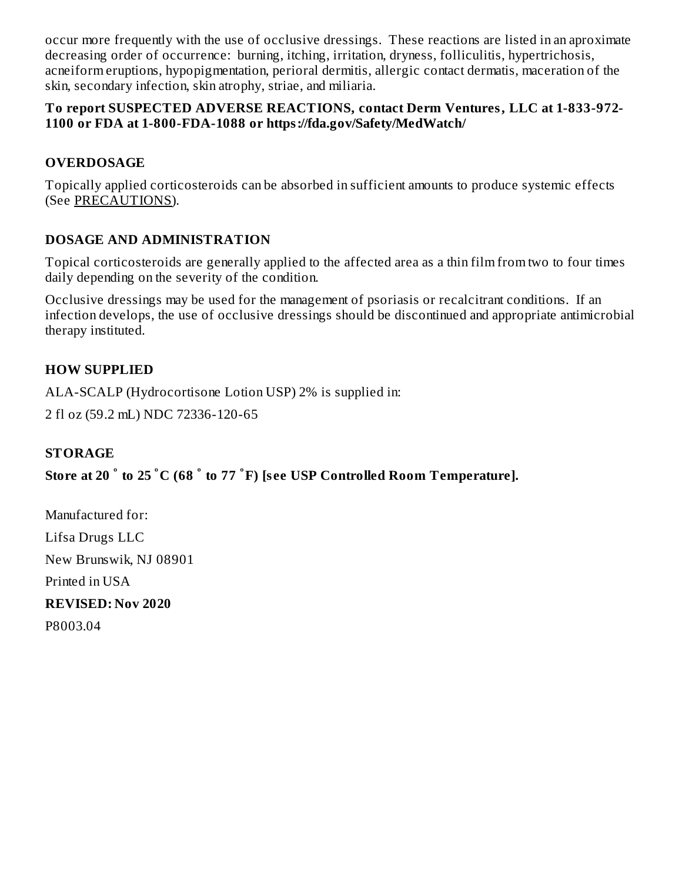occur more frequently with the use of occlusive dressings. These reactions are listed in an aproximate decreasing order of occurrence: burning, itching, irritation, dryness, folliculitis, hypertrichosis, acneiform eruptions, hypopigmentation, perioral dermitis, allergic contact dermatis, maceration of the skin, secondary infection, skin atrophy, striae, and miliaria.

**To report SUSPECTED ADVERSE REACTIONS, contact Derm Ventures, LLC at 1-833-972-1100 or FDA at 1-800-FDA-1088 or https://fda.gov/Safety/MedWatch/**

## OVERDOSAGE

Topically applied corticosteroids can be absorbed in sufficient amounts to produce systemic effects (See PRECAUTIONS).

## DOSAGE AND ADMINISTRATION

Topical corticosteroids are generally applied to the affected area as a thin film from two to four times daily depending on the severity of the condition.

Occlusive dressings may be used for the management of psoriasis or recalcitrant conditions. If an infection develops, the use of occlusive dressings should be discontinued and appropriate antimicrobial therapy instituted.

## HOW SUPPLIED

ALA-SCALP (Hydrocortisone Lotion USP) 2% is supplied in:

2 fl oz (59.2 mL) NDC 72336-120-65

## STORAGE

**Store at 20 ° to 25 °C (68 ° to 77 °F) [see USP Controlled Room Temperature].**

Manufactured for:

Lifsa Drugs LLC

New Brunswik, NJ 08901

Printed in USA

**REVISED: Nov 2020**

P8003.04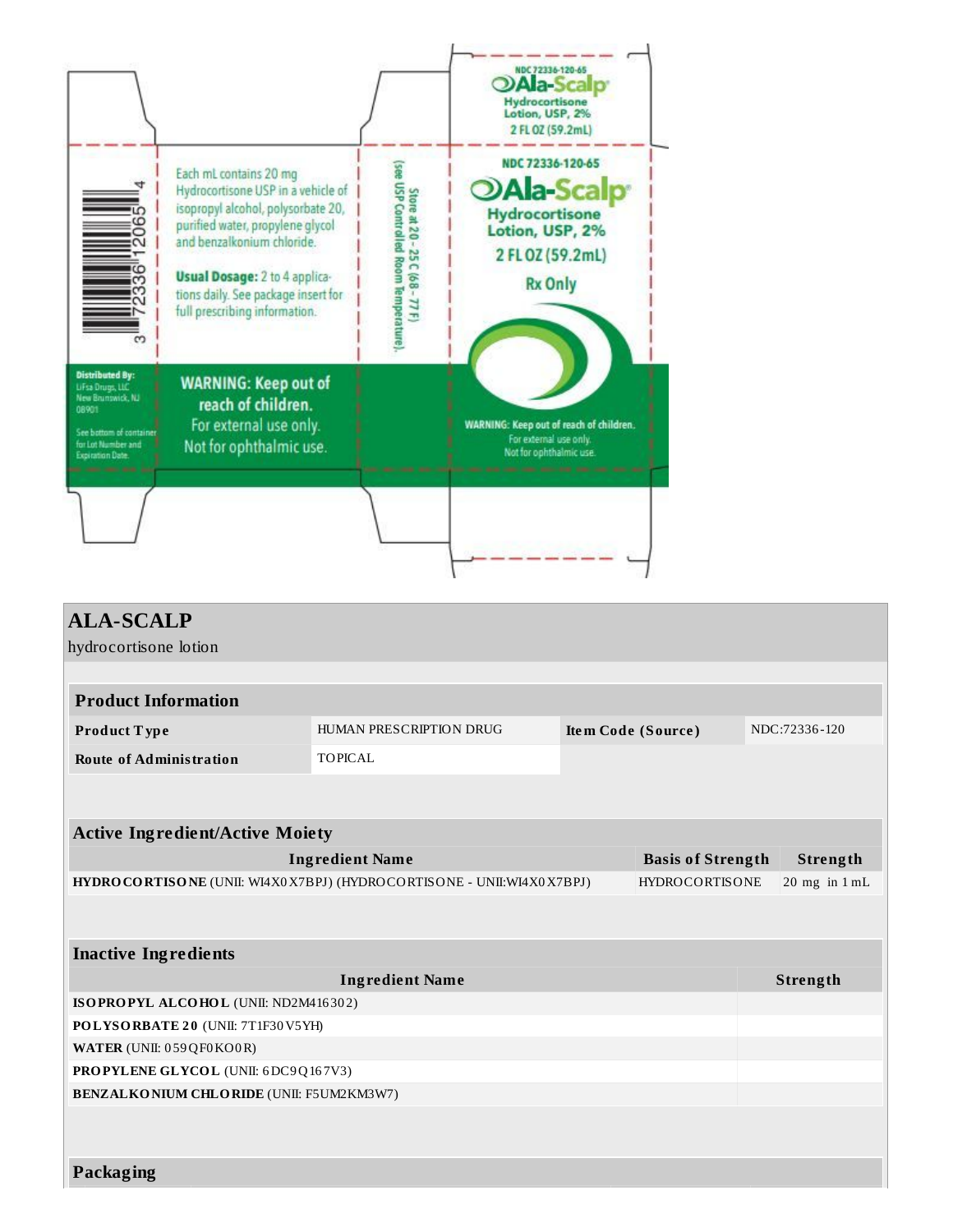NDC 72336-120-65

**Ala-Scalp®**

Hydrocortisone Lotion, USP, 2%

2 FL OZ (59.2mL)

NDC 72336-120-65

**Ala-Scalp®**

**Hydrocortisone Lotion, USP, 2%**

**2 FL OZ (59.2mL)**

**Rx Only**

**WARNING: Keep out of reach of children.**
For external use only.
Not for ophthalmic use.

Each mL contains 20 mg Hydrocortisone USP in a vehicle of isopropyl alcohol, polysorbate 20, purified water, propylene glycol and benzalkonium chloride.

**Usual Dosage:** 2 to 4 applications daily. See package insert for full prescribing information.

Store at 20 - 25 C (68 - 77 F) (see USP Controlled Room Temperature).

3 72336 12065 4

**Distributed By:**
LiFsa Drugs, LLC
New Brunswick, NJ
08901

See bottom of container for Lot Number and Expiration Date.

**WARNING: Keep out of reach of children.**
For external use only.
Not for ophthalmic use.

## ALA-SCALP

hydrocortisone lotion

### Product Information

| | | | |
|---|---|---|---|
| **Product Type** | HUMAN PRESCRIPTION DRUG | **Item Code (Source)** | NDC:72336-120 |
| **Route of Administration** | TOPICAL | | |

### Active Ingredient/Active Moiety

| Ingredient Name | Basis of Strength | Strength |
|---|---|---|
| **HYDROCORTISONE** (UNII: WI4X0X7BPJ) (HYDROCORTISONE - UNII:WI4X0X7BPJ) | HYDROCORTISONE | 20 mg in 1 mL |

### Inactive Ingredients

| Ingredient Name | Strength |
|---|---|
| **ISOPROPYL ALCOHOL** (UNII: ND2M416302) | |
| **POLYSORBATE 20** (UNII: 7T1F30V5YH) | |
| **WATER** (UNII: 059QF0KO0R) | |
| **PROPYLENE GLYCOL** (UNII: 6DC9Q167V3) | |
| **BENZALKONIUM CHLORIDE** (UNII: F5UM2KM3W7) | |

### Packaging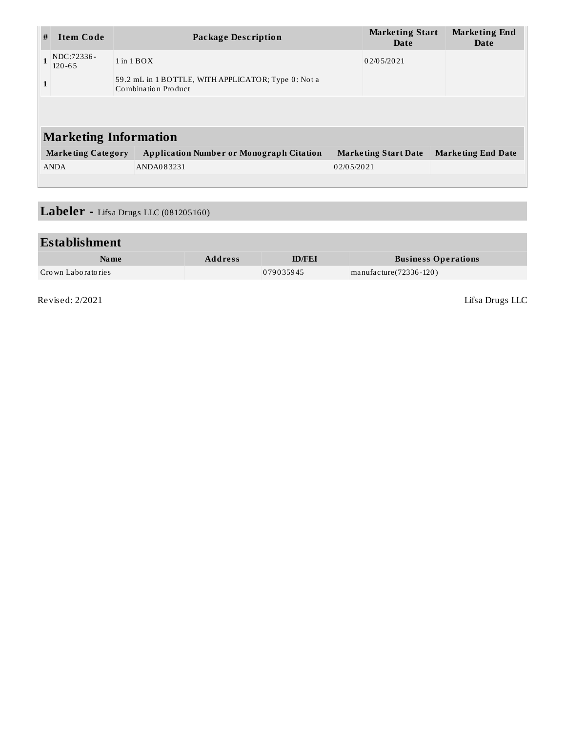| # | Item Code | Package Description | Marketing Start Date | Marketing End Date |
|---|---|---|---|---|
| 1 | NDC:72336-120-65 | 1 in 1 BOX | 02/05/2021 | |
| 1 | | 59.2 mL in 1 BOTTLE, WITH APPLICATOR; Type 0: Not a Combination Product | | |

## Marketing Information

| Marketing Category | Application Number or Monograph Citation | Marketing Start Date | Marketing End Date |
|---|---|---|---|
| ANDA | ANDA083231 | 02/05/2021 | |

## Labeler - Lifsa Drugs LLC (081205160)

## Establishment

| Name | Address | ID/FEI | Business Operations |
|---|---|---|---|
| Crown Laboratories | | 079035945 | manufacture(72336-120) |

Revised: 2/2021

Lifsa Drugs LLC